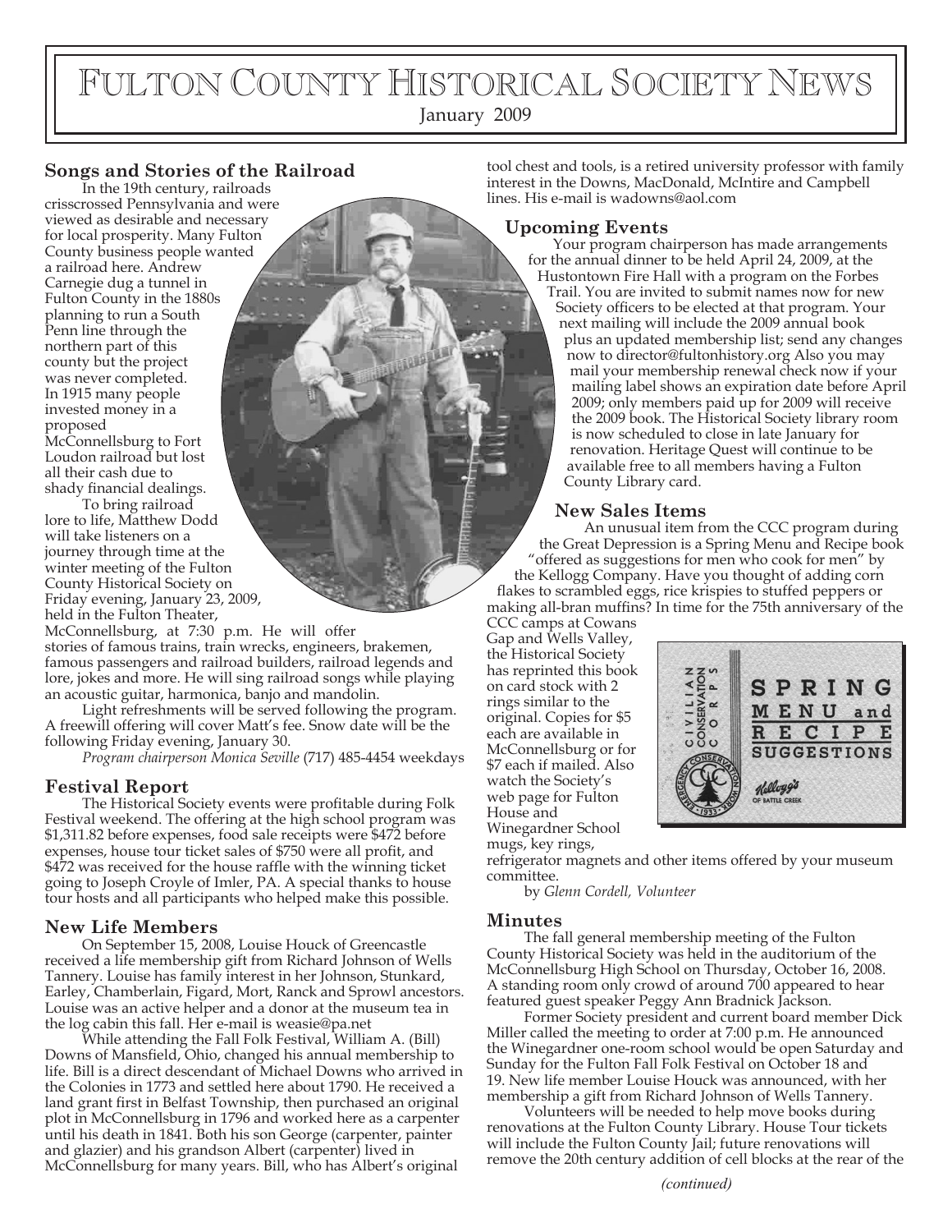# Fulton County Historical Society News

January 2009

### Songs and Stories of the Railroad

In the 19th century, railroads crisscrossed Pennsylvania and were viewed as desirable and necessary for local prosperity. Many Fulton County business people wanted a railroad here. Andrew Carnegie dug a tunnel in Fulton County in the 1880s planning to run a South Penn line through the northern part of this county but the project was never completed. In 1915 many people invested money in a proposed McConnellsburg to Fort Loudon railroad but lost all their cash due to shady financial dealings.

To bring railroad lore to life, Matthew Dodd will take listeners on a journey through time at the winter meeting of the Fulton County Historical Society on Friday evening, January 23, 2009, held in the Fulton Theater, McConnellsburg, at 7:30 p.m. He will offer stories of famous trains, train wrecks, engineers, brakemen, famous passengers and railroad builders, railroad legends and lore, jokes and more. He will sing railroad songs while playing an acoustic guitar, harmonica, banjo and mandolin.

Light refreshments will be served following the program. A freewill offering will cover Matt's fee. Snow date will be the following Friday evening, January 30.

*Program chairperson Monica Seville* (717) 485-4454 weekdays

### Festival Report

The Historical Society events were profitable during Folk Festival weekend. The offering at the high school program was $1,311.82 before expenses, food sale receipts were $472 before expenses, house tour ticket sales of $750 were all profit, and $472 was received for the house raffle with the winning ticket going to Joseph Croyle of Imler, PA. A special thanks to house tour hosts and all participants who helped make this possible.

### New Life Members

On September 15, 2008, Louise Houck of Greencastle received a life membership gift from Richard Johnson of Wells Tannery. Louise has family interest in her Johnson, Stunkard, Earley, Chamberlain, Figard, Mort, Ranck and Sprowl ancestors. Louise was an active helper and a donor at the museum tea in the log cabin this fall. Her e-mail is weasie@pa.net

While attending the Fall Folk Festival, William A. (Bill) Downs of Mansfield, Ohio, changed his annual membership to life. Bill is a direct descendant of Michael Downs who arrived in the Colonies in 1773 and settled here about 1790. He received a land grant first in Belfast Township, then purchased an original plot in McConnellsburg in 1796 and worked here as a carpenter until his death in 1841. Both his son George (carpenter, painter and glazier) and his grandson Albert (carpenter) lived in McConnellsburg for many years. Bill, who has Albert's original tool chest and tools, is a retired university professor with family interest in the Downs, MacDonald, McIntire and Campbell lines. His e-mail is wadowns@aol.com

### Upcoming Events

Your program chairperson has made arrangements for the annual dinner to be held April 24, 2009, at the Hustontown Fire Hall with a program on the Forbes Trail. You are invited to submit names now for new Society officers to be elected at that program. Your next mailing will include the 2009 annual book plus an updated membership list; send any changes now to director@fultonhistory.org Also you may mail your membership renewal check now if your mailing label shows an expiration date before April 2009; only members paid up for 2009 will receive the 2009 book. The Historical Society library room is now scheduled to close in late January for renovation. Heritage Quest will continue to be available free to all members having a Fulton County Library card.

### New Sales Items

An unusual item from the CCC program during the Great Depression is a Spring Menu and Recipe book "offered as suggestions for men who cook for men" by the Kellogg Company. Have you thought of adding corn flakes to scrambled eggs, rice krispies to stuffed peppers or making all-bran muffins? In time for the 75th anniversary of the CCC camps at Cowans Gap and Wells Valley, the Historical Society has reprinted this book on card stock with 2 rings similar to the original. Copies for $5 each are available in McConnellsburg or for $7 each if mailed. Also watch the Society's web page for Fulton House and Winegardner School mugs, key rings, refrigerator magnets and other items offered by your museum committee.

by *Glenn Cordell, Volunteer*

### Minutes

The fall general membership meeting of the Fulton County Historical Society was held in the auditorium of the McConnellsburg High School on Thursday, October 16, 2008. A standing room only crowd of around 700 appeared to hear featured guest speaker Peggy Ann Bradnick Jackson.

Former Society president and current board member Dick Miller called the meeting to order at 7:00 p.m. He announced the Winegardner one-room school would be open Saturday and Sunday for the Fulton Fall Folk Festival on October 18 and 19. New life member Louise Houck was announced, with her membership a gift from Richard Johnson of Wells Tannery.

Volunteers will be needed to help move books during renovations at the Fulton County Library. House Tour tickets will include the Fulton County Jail; future renovations will remove the 20th century addition of cell blocks at the rear of the

*(continued)*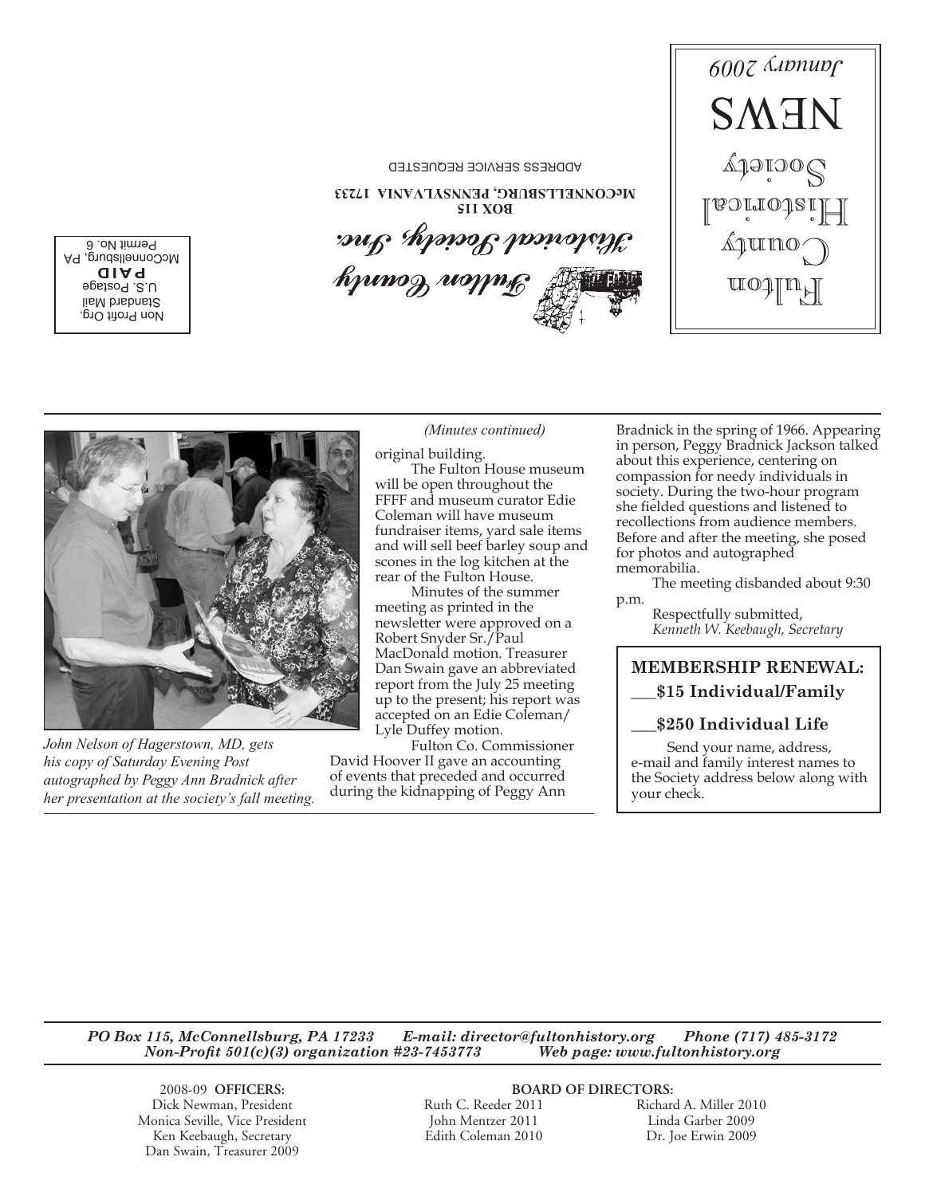Fulton County Historical Society

NEWS

*January 2009*

Fulton County Historical Society, Inc.

BOX 115

McCONNELLSBURG, PENNSYLVANIA 17233

ADDRESS SERVICE REQUESTED

Non Profit Org.
Standard Mail
U.S. Postage
**PAID**
McConnellsburg, PA
Permit No. 6

*John Nelson of Hagerstown, MD, gets his copy of Saturday Evening Post autographed by Peggy Ann Bradnick after her presentation at the society's fall meeting.*

*(Minutes continued)*

original building.

The Fulton House museum will be open throughout the FFFF and museum curator Edie Coleman will have museum fundraiser items, yard sale items and will sell beef barley soup and scones in the log kitchen at the rear of the Fulton House.

Minutes of the summer meeting as printed in the newsletter were approved on a Robert Snyder Sr./Paul MacDonald motion. Treasurer Dan Swain gave an abbreviated report from the July 25 meeting up to the present; his report was accepted on an Edie Coleman/ Lyle Duffey motion.

Fulton Co. Commissioner David Hoover II gave an accounting of events that preceded and occurred during the kidnapping of Peggy Ann Bradnick in the spring of 1966. Appearing in person, Peggy Bradnick Jackson talked about this experience, centering on compassion for needy individuals in society. During the two-hour program she fielded questions and listened to recollections from audience members. Before and after the meeting, she posed for photos and autographed memorabilia.

The meeting disbanded about 9:30 p.m.

Respectfully submitted,
*Kenneth W. Keebaugh, Secretary*

**MEMBERSHIP RENEWAL:**

**___$15 Individual/Family**

**___$250 Individual Life**

Send your name, address, e-mail and family interest names to the Society address below along with your check.

***PO Box 115, McConnellsburg, PA 17233 E-mail: director@fultonhistory.org Phone (717) 485-3172***
***Non-Profit 501(c)(3) organization #23-7453773 Web page: www.fultonhistory.org***

2008-09 **OFFICERS:**
Dick Newman, President
Monica Seville, Vice President
Ken Keebaugh, Secretary
Dan Swain, Treasurer 2009

**BOARD OF DIRECTORS:**
Ruth C. Reeder 2011
John Mentzer 2011
Edith Coleman 2010
Richard A. Miller 2010
Linda Garber 2009
Dr. Joe Erwin 2009